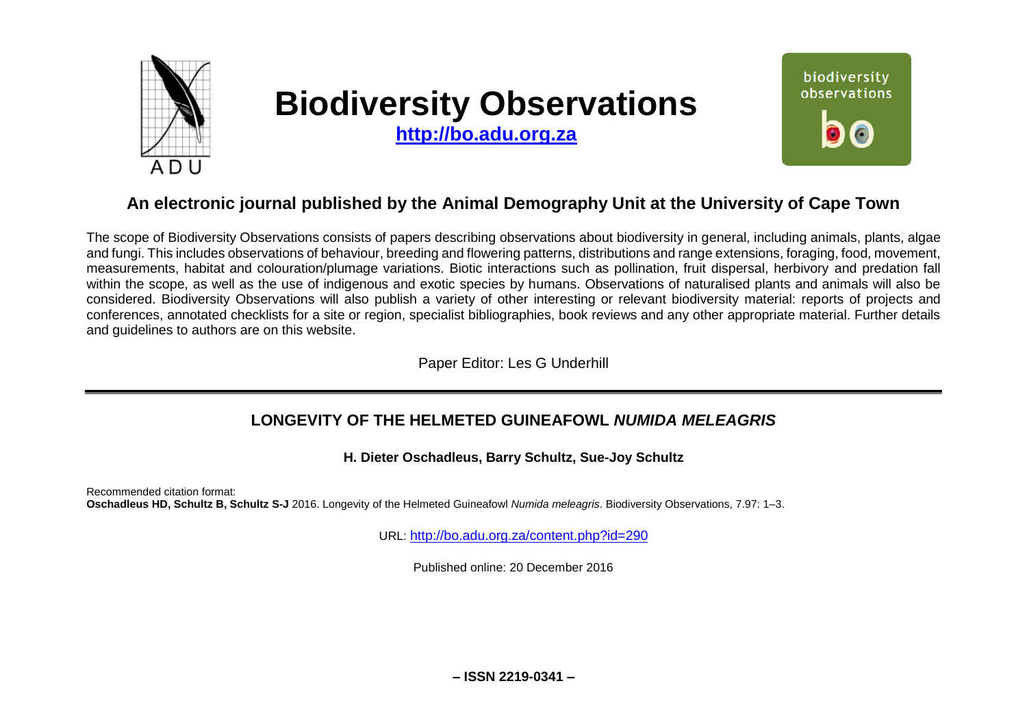# Biodiversity Observations

**http://bo.adu.org.za**

## An electronic journal published by the Animal Demography Unit at the University of Cape Town

The scope of Biodiversity Observations consists of papers describing observations about biodiversity in general, including animals, plants, algae and fungi. This includes observations of behaviour, breeding and flowering patterns, distributions and range extensions, foraging, food, movement, measurements, habitat and colouration/plumage variations. Biotic interactions such as pollination, fruit dispersal, herbivory and predation fall within the scope, as well as the use of indigenous and exotic species by humans. Observations of naturalised plants and animals will also be considered. Biodiversity Observations will also publish a variety of other interesting or relevant biodiversity material: reports of projects and conferences, annotated checklists for a site or region, specialist bibliographies, book reviews and any other appropriate material. Further details and guidelines to authors are on this website.

Paper Editor: Les G Underhill

---

## LONGEVITY OF THE HELMETED GUINEAFOWL *NUMIDA MELEAGRIS*

**H. Dieter Oschadleus, Barry Schultz, Sue-Joy Schultz**

Recommended citation format:
**Oschadleus HD, Schultz B, Schultz S-J** 2016. Longevity of the Helmeted Guineafowl *Numida meleagris*. Biodiversity Observations, 7.97: 1–3.

URL: http://bo.adu.org.za/content.php?id=290

Published online: 20 December 2016

**– ISSN 2219-0341 –**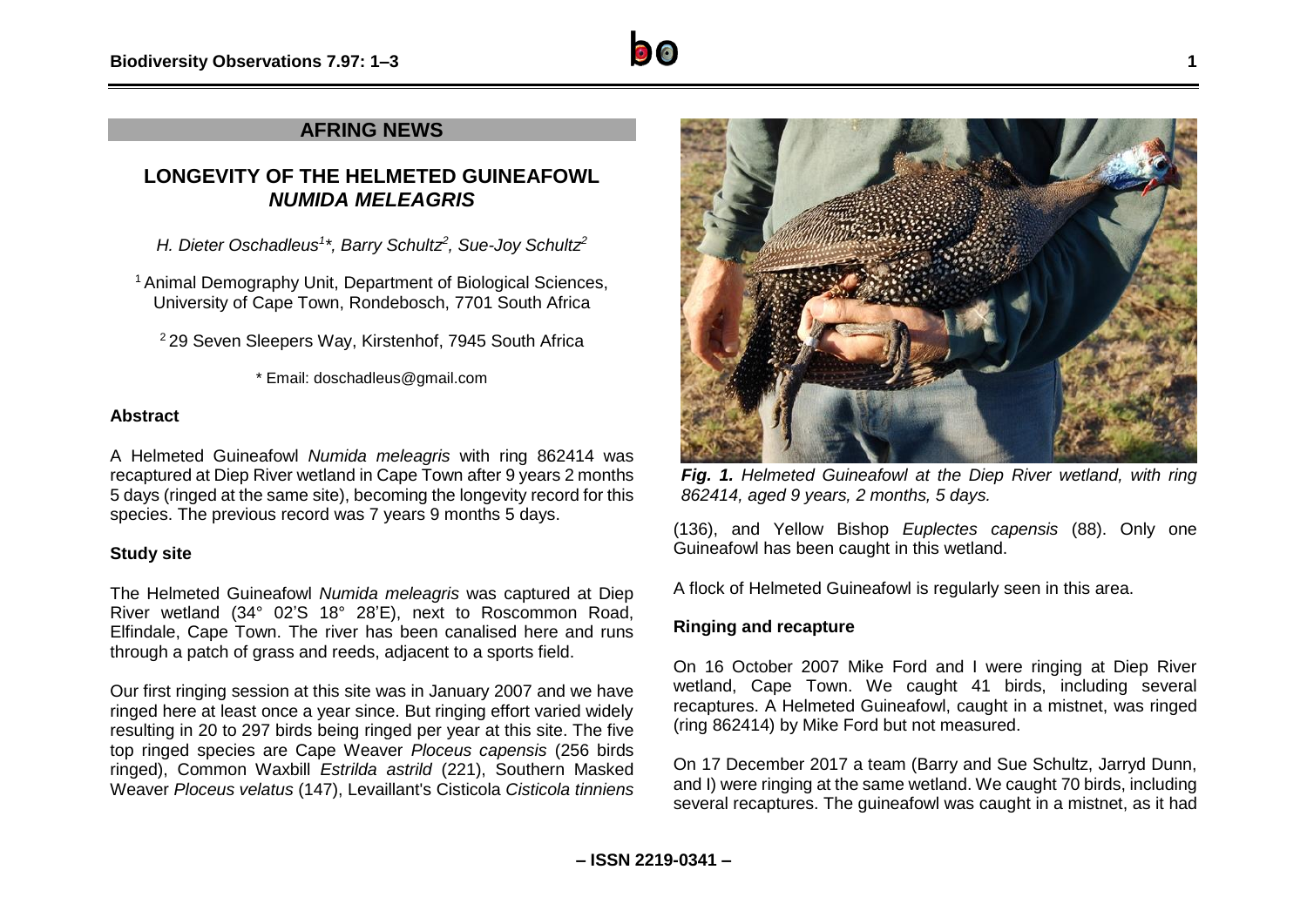## AFRING NEWS

# LONGEVITY OF THE HELMETED GUINEAFOWL *NUMIDA MELEAGRIS*

*H. Dieter Oschadleus[1]\*, Barry Schultz[2], Sue-Joy Schultz[2]*

[1] Animal Demography Unit, Department of Biological Sciences, University of Cape Town, Rondebosch, 7701 South Africa

[2] 29 Seven Sleepers Way, Kirstenhof, 7945 South Africa

\* Email: doschadleus@gmail.com

### Abstract

A Helmeted Guineafowl *Numida meleagris* with ring 862414 was recaptured at Diep River wetland in Cape Town after 9 years 2 months 5 days (ringed at the same site), becoming the longevity record for this species. The previous record was 7 years 9 months 5 days.

### Study site

The Helmeted Guineafowl *Numida meleagris* was captured at Diep River wetland (34° 02'S 18° 28'E), next to Roscommon Road, Elfindale, Cape Town. The river has been canalised here and runs through a patch of grass and reeds, adjacent to a sports field.

Our first ringing session at this site was in January 2007 and we have ringed here at least once a year since. But ringing effort varied widely resulting in 20 to 297 birds being ringed per year at this site. The five top ringed species are Cape Weaver *Ploceus capensis* (256 birds ringed), Common Waxbill *Estrilda astrild* (221), Southern Masked Weaver *Ploceus velatus* (147), Levaillant's Cisticola *Cisticola tinniens* (136), and Yellow Bishop *Euplectes capensis* (88). Only one Guineafowl has been caught in this wetland.

*Fig. 1. Helmeted Guineafowl at the Diep River wetland, with ring 862414, aged 9 years, 2 months, 5 days.*

A flock of Helmeted Guineafowl is regularly seen in this area.

### Ringing and recapture

On 16 October 2007 Mike Ford and I were ringing at Diep River wetland, Cape Town. We caught 41 birds, including several recaptures. A Helmeted Guineafowl, caught in a mistnet, was ringed (ring 862414) by Mike Ford but not measured.

On 17 December 2017 a team (Barry and Sue Schultz, Jarryd Dunn, and I) were ringing at the same wetland. We caught 70 birds, including several recaptures. The guineafowl was caught in a mistnet, as it had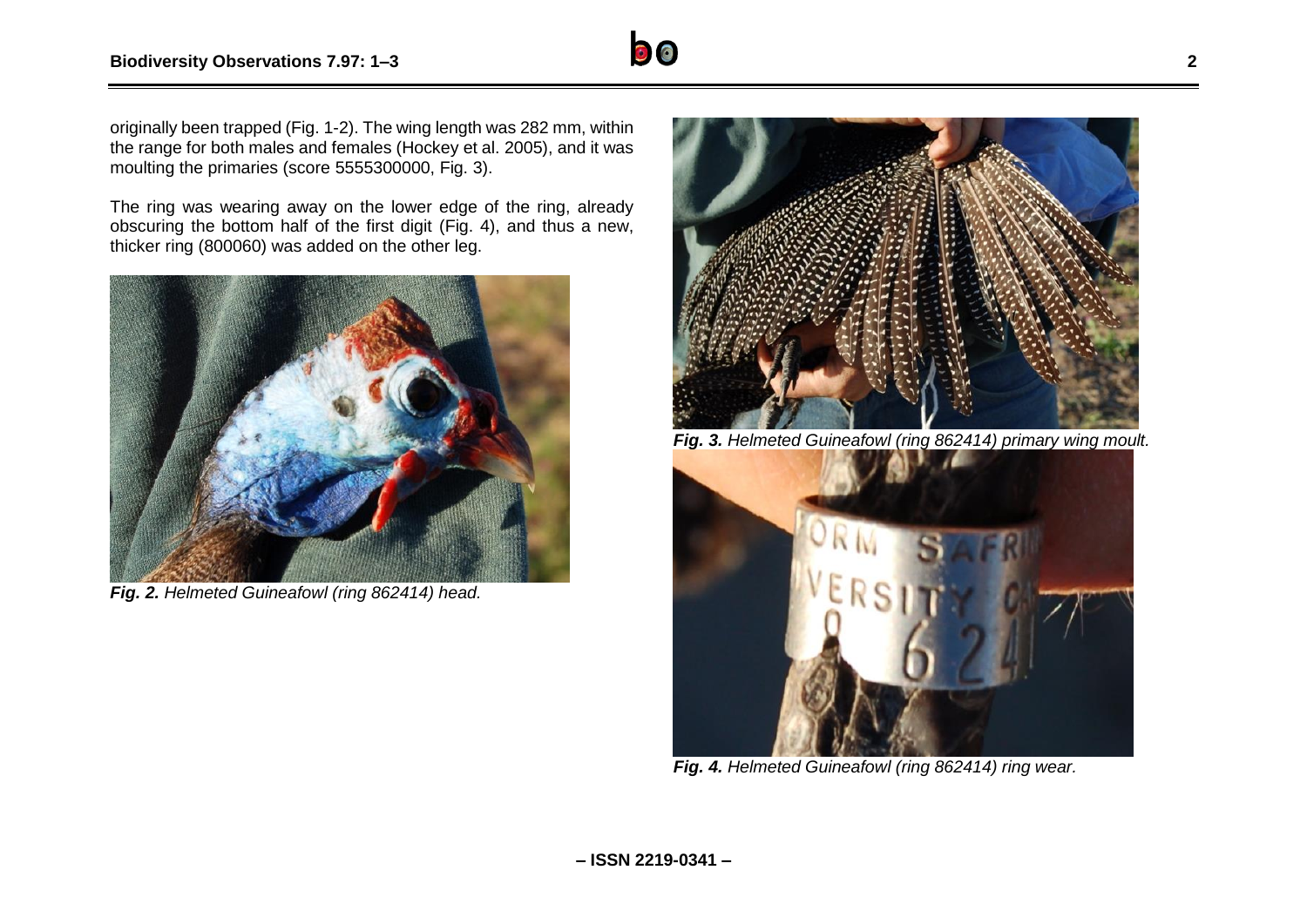originally been trapped (Fig. 1-2). The wing length was 282 mm, within the range for both males and females (Hockey et al. 2005), and it was moulting the primaries (score 5555300000, Fig. 3).

The ring was wearing away on the lower edge of the ring, already obscuring the bottom half of the first digit (Fig. 4), and thus a new, thicker ring (800060) was added on the other leg.

***Fig. 2.*** *Helmeted Guineafowl (ring 862414) head.*

***Fig. 3.*** *Helmeted Guineafowl (ring 862414) primary wing moult.*

***Fig. 4.*** *Helmeted Guineafowl (ring 862414) ring wear.*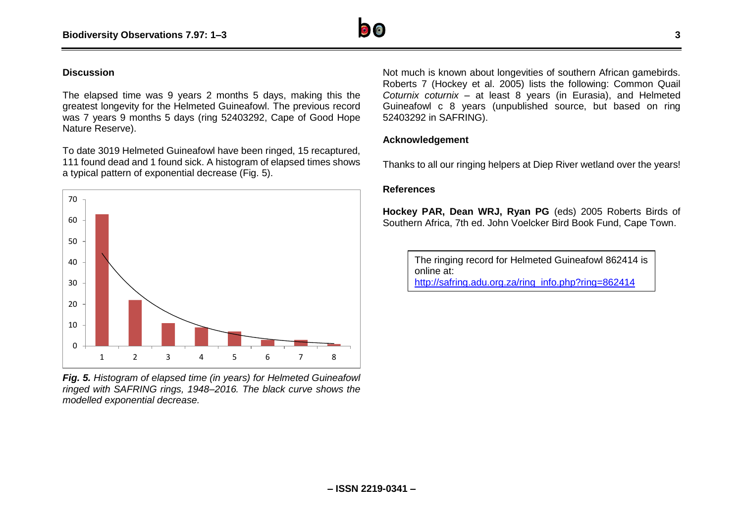## Discussion

The elapsed time was 9 years 2 months 5 days, making this the greatest longevity for the Helmeted Guineafowl. The previous record was 7 years 9 months 5 days (ring 52403292, Cape of Good Hope Nature Reserve).

To date 3019 Helmeted Guineafowl have been ringed, 15 recaptured, 111 found dead and 1 found sick. A histogram of elapsed times shows a typical pattern of exponential decrease (Fig. 5).

70
60
50
40
30
20
10
0
1 2 3 4 5 6 7 8

***Fig. 5.*** *Histogram of elapsed time (in years) for Helmeted Guineafowl ringed with SAFRING rings, 1948–2016. The black curve shows the modelled exponential decrease.*

Not much is known about longevities of southern African gamebirds. Roberts 7 (Hockey et al. 2005) lists the following: Common Quail *Coturnix coturnix* – at least 8 years (in Eurasia), and Helmeted Guineafowl c 8 years (unpublished source, but based on ring 52403292 in SAFRING).

## Acknowledgement

Thanks to all our ringing helpers at Diep River wetland over the years!

## References

**Hockey PAR, Dean WRJ, Ryan PG** (eds) 2005 Roberts Birds of Southern Africa, 7th ed. John Voelcker Bird Book Fund, Cape Town.

The ringing record for Helmeted Guineafowl 862414 is online at:
http://safring.adu.org.za/ring_info.php?ring=862414